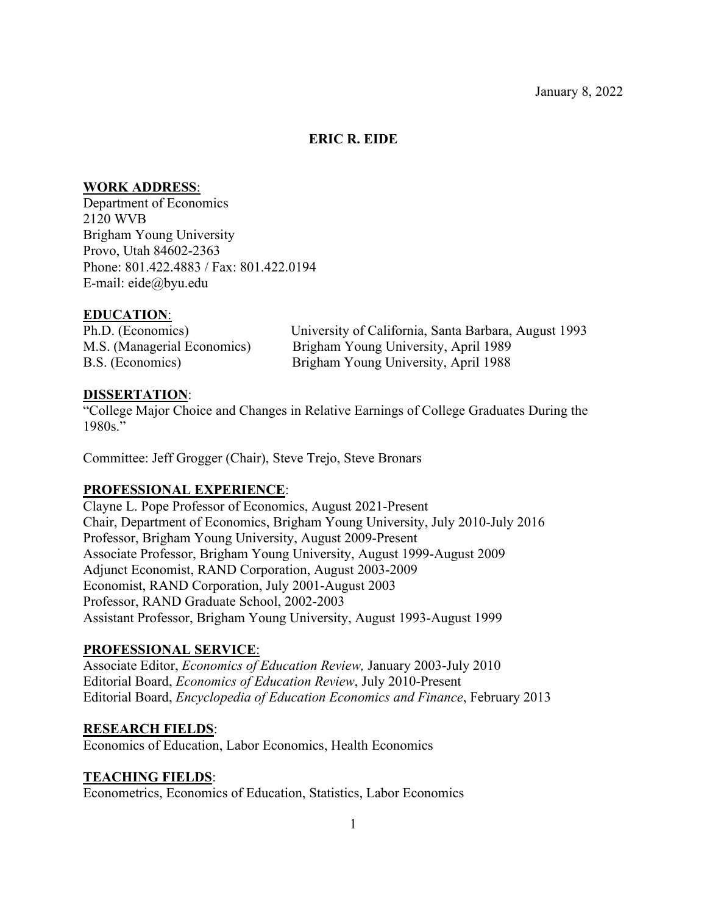January 8, 2022

# ERIC R. EIDE

## WORK ADDRESS:

Department of Economics
2120 WVB
Brigham Young University
Provo, Utah 84602-2363
Phone: 801.422.4883 / Fax: 801.422.0194
E-mail: eide@byu.edu

## EDUCATION:

| | |
|---|---|
| Ph.D. (Economics) | University of California, Santa Barbara, August 1993 |
| M.S. (Managerial Economics) | Brigham Young University, April 1989 |
| B.S. (Economics) | Brigham Young University, April 1988 |

## DISSERTATION:

"College Major Choice and Changes in Relative Earnings of College Graduates During the 1980s."

Committee: Jeff Grogger (Chair), Steve Trejo, Steve Bronars

## PROFESSIONAL EXPERIENCE:

Clayne L. Pope Professor of Economics, August 2021-Present
Chair, Department of Economics, Brigham Young University, July 2010-July 2016
Professor, Brigham Young University, August 2009-Present
Associate Professor, Brigham Young University, August 1999-August 2009
Adjunct Economist, RAND Corporation, August 2003-2009
Economist, RAND Corporation, July 2001-August 2003
Professor, RAND Graduate School, 2002-2003
Assistant Professor, Brigham Young University, August 1993-August 1999

## PROFESSIONAL SERVICE:

Associate Editor, *Economics of Education Review,* January 2003-July 2010
Editorial Board, *Economics of Education Review*, July 2010-Present
Editorial Board, *Encyclopedia of Education Economics and Finance*, February 2013

## RESEARCH FIELDS:

Economics of Education, Labor Economics, Health Economics

## TEACHING FIELDS:

Econometrics, Economics of Education, Statistics, Labor Economics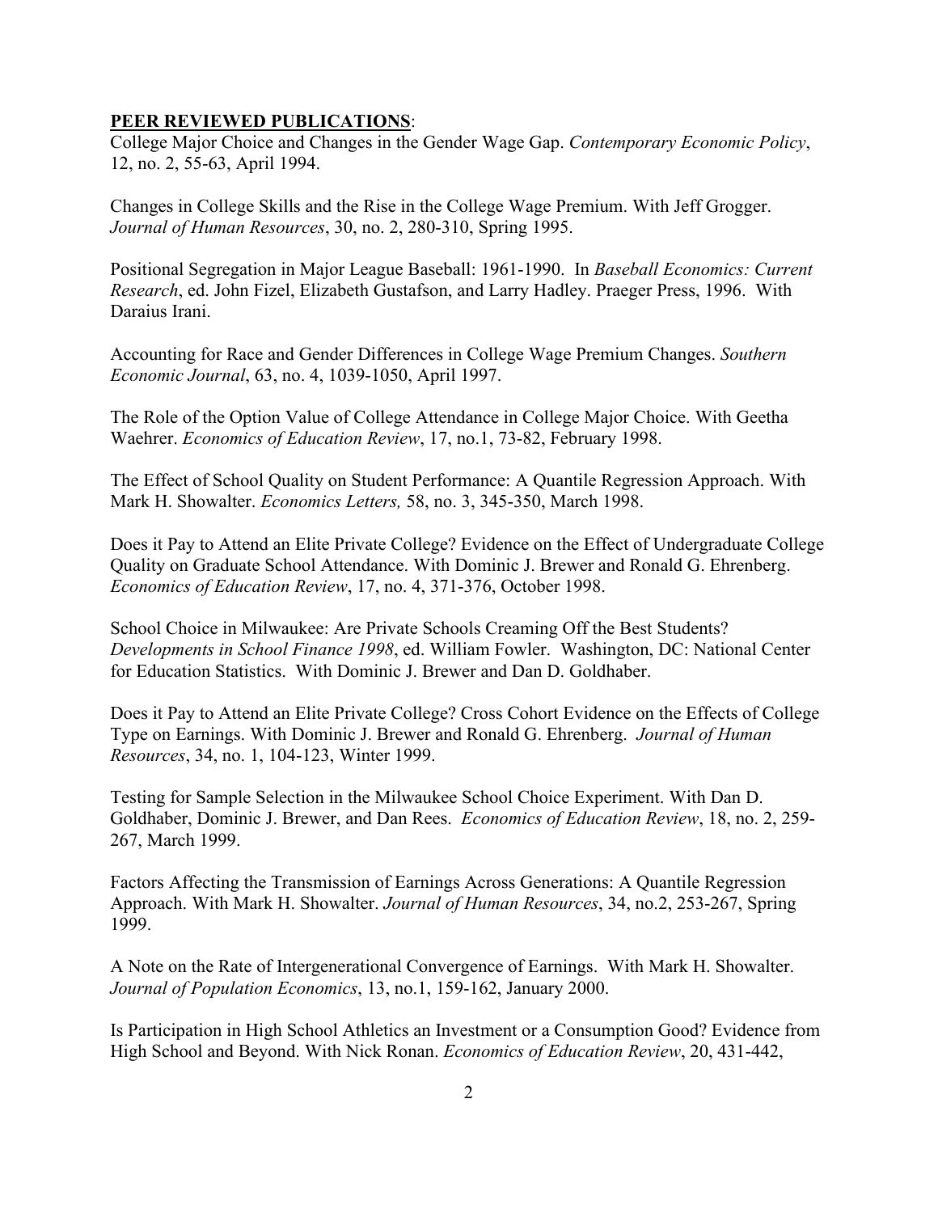**PEER REVIEWED PUBLICATIONS**:

College Major Choice and Changes in the Gender Wage Gap. *Contemporary Economic Policy*, 12, no. 2, 55-63, April 1994.

Changes in College Skills and the Rise in the College Wage Premium. With Jeff Grogger. *Journal of Human Resources*, 30, no. 2, 280-310, Spring 1995.

Positional Segregation in Major League Baseball: 1961-1990. In *Baseball Economics: Current Research*, ed. John Fizel, Elizabeth Gustafson, and Larry Hadley. Praeger Press, 1996. With Daraius Irani.

Accounting for Race and Gender Differences in College Wage Premium Changes. *Southern Economic Journal*, 63, no. 4, 1039-1050, April 1997.

The Role of the Option Value of College Attendance in College Major Choice. With Geetha Waehrer. *Economics of Education Review*, 17, no.1, 73-82, February 1998.

The Effect of School Quality on Student Performance: A Quantile Regression Approach. With Mark H. Showalter. *Economics Letters,* 58, no. 3, 345-350, March 1998.

Does it Pay to Attend an Elite Private College? Evidence on the Effect of Undergraduate College Quality on Graduate School Attendance. With Dominic J. Brewer and Ronald G. Ehrenberg. *Economics of Education Review*, 17, no. 4, 371-376, October 1998.

School Choice in Milwaukee: Are Private Schools Creaming Off the Best Students? *Developments in School Finance 1998*, ed. William Fowler. Washington, DC: National Center for Education Statistics. With Dominic J. Brewer and Dan D. Goldhaber.

Does it Pay to Attend an Elite Private College? Cross Cohort Evidence on the Effects of College Type on Earnings. With Dominic J. Brewer and Ronald G. Ehrenberg. *Journal of Human Resources*, 34, no. 1, 104-123, Winter 1999.

Testing for Sample Selection in the Milwaukee School Choice Experiment. With Dan D. Goldhaber, Dominic J. Brewer, and Dan Rees. *Economics of Education Review*, 18, no. 2, 259-267, March 1999.

Factors Affecting the Transmission of Earnings Across Generations: A Quantile Regression Approach. With Mark H. Showalter. *Journal of Human Resources*, 34, no.2, 253-267, Spring 1999.

A Note on the Rate of Intergenerational Convergence of Earnings. With Mark H. Showalter. *Journal of Population Economics*, 13, no.1, 159-162, January 2000.

Is Participation in High School Athletics an Investment or a Consumption Good? Evidence from High School and Beyond. With Nick Ronan. *Economics of Education Review*, 20, 431-442,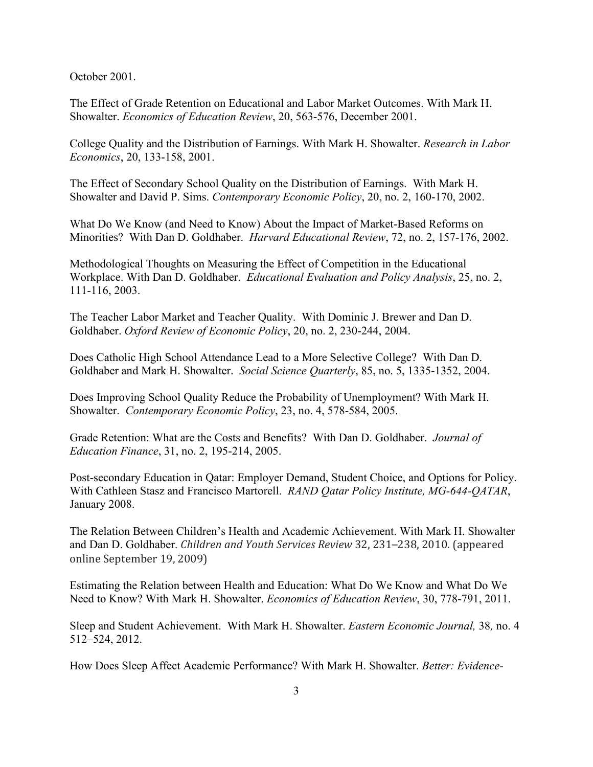October 2001.

The Effect of Grade Retention on Educational and Labor Market Outcomes. With Mark H. Showalter. *Economics of Education Review*, 20, 563-576, December 2001.

College Quality and the Distribution of Earnings. With Mark H. Showalter. *Research in Labor Economics*, 20, 133-158, 2001.

The Effect of Secondary School Quality on the Distribution of Earnings. With Mark H. Showalter and David P. Sims. *Contemporary Economic Policy*, 20, no. 2, 160-170, 2002.

What Do We Know (and Need to Know) About the Impact of Market-Based Reforms on Minorities? With Dan D. Goldhaber. *Harvard Educational Review*, 72, no. 2, 157-176, 2002.

Methodological Thoughts on Measuring the Effect of Competition in the Educational Workplace. With Dan D. Goldhaber. *Educational Evaluation and Policy Analysis*, 25, no. 2, 111-116, 2003.

The Teacher Labor Market and Teacher Quality. With Dominic J. Brewer and Dan D. Goldhaber. *Oxford Review of Economic Policy*, 20, no. 2, 230-244, 2004.

Does Catholic High School Attendance Lead to a More Selective College? With Dan D. Goldhaber and Mark H. Showalter. *Social Science Quarterly*, 85, no. 5, 1335-1352, 2004.

Does Improving School Quality Reduce the Probability of Unemployment? With Mark H. Showalter. *Contemporary Economic Policy*, 23, no. 4, 578-584, 2005.

Grade Retention: What are the Costs and Benefits? With Dan D. Goldhaber. *Journal of Education Finance*, 31, no. 2, 195-214, 2005.

Post-secondary Education in Qatar: Employer Demand, Student Choice, and Options for Policy. With Cathleen Stasz and Francisco Martorell. *RAND Qatar Policy Institute, MG-644-QATAR*, January 2008.

The Relation Between Children's Health and Academic Achievement. With Mark H. Showalter and Dan D. Goldhaber. *Children and Youth Services Review* 32, 231–238, 2010. (appeared online September 19, 2009)

Estimating the Relation between Health and Education: What Do We Know and What Do We Need to Know? With Mark H. Showalter. *Economics of Education Review*, 30, 778-791, 2011.

Sleep and Student Achievement. With Mark H. Showalter. *Eastern Economic Journal,* 38*,* no. 4 512–524, 2012.

How Does Sleep Affect Academic Performance? With Mark H. Showalter. *Better: Evidence-*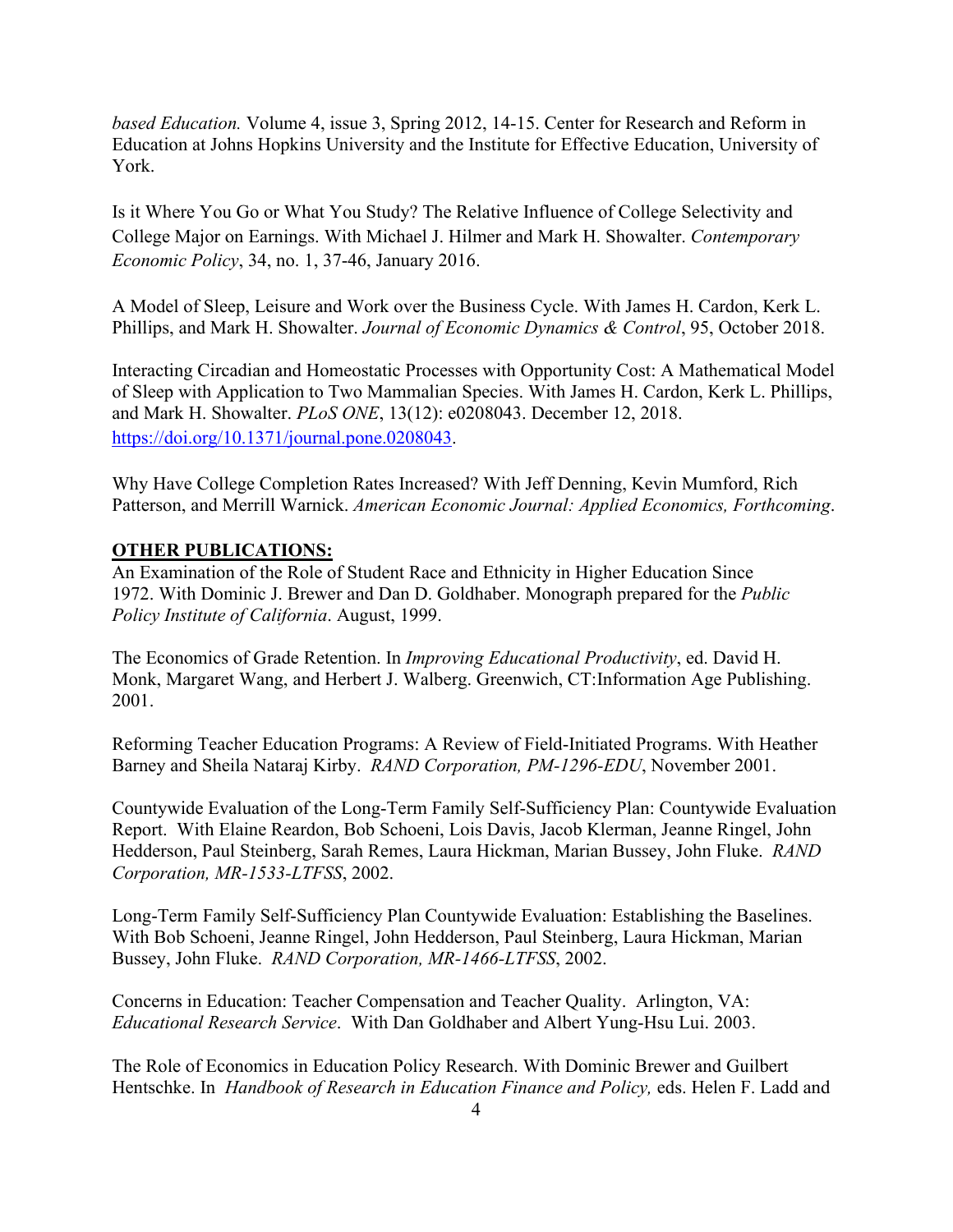*based Education.* Volume 4, issue 3, Spring 2012, 14-15. Center for Research and Reform in Education at Johns Hopkins University and the Institute for Effective Education, University of York.

Is it Where You Go or What You Study? The Relative Influence of College Selectivity and College Major on Earnings. With Michael J. Hilmer and Mark H. Showalter. *Contemporary Economic Policy*, 34, no. 1, 37-46, January 2016.

A Model of Sleep, Leisure and Work over the Business Cycle. With James H. Cardon, Kerk L. Phillips, and Mark H. Showalter. *Journal of Economic Dynamics & Control*, 95, October 2018.

Interacting Circadian and Homeostatic Processes with Opportunity Cost: A Mathematical Model of Sleep with Application to Two Mammalian Species. With James H. Cardon, Kerk L. Phillips, and Mark H. Showalter. *PLoS ONE*, 13(12): e0208043. December 12, 2018. https://doi.org/10.1371/journal.pone.0208043.

Why Have College Completion Rates Increased? With Jeff Denning, Kevin Mumford, Rich Patterson, and Merrill Warnick. *American Economic Journal: Applied Economics, Forthcoming*.

**OTHER PUBLICATIONS:**

An Examination of the Role of Student Race and Ethnicity in Higher Education Since 1972. With Dominic J. Brewer and Dan D. Goldhaber. Monograph prepared for the *Public Policy Institute of California*. August, 1999.

The Economics of Grade Retention. In *Improving Educational Productivity*, ed. David H. Monk, Margaret Wang, and Herbert J. Walberg. Greenwich, CT:Information Age Publishing. 2001.

Reforming Teacher Education Programs: A Review of Field-Initiated Programs. With Heather Barney and Sheila Nataraj Kirby. *RAND Corporation, PM-1296-EDU*, November 2001.

Countywide Evaluation of the Long-Term Family Self-Sufficiency Plan: Countywide Evaluation Report. With Elaine Reardon, Bob Schoeni, Lois Davis, Jacob Klerman, Jeanne Ringel, John Hedderson, Paul Steinberg, Sarah Remes, Laura Hickman, Marian Bussey, John Fluke. *RAND Corporation, MR-1533-LTFSS*, 2002.

Long-Term Family Self-Sufficiency Plan Countywide Evaluation: Establishing the Baselines. With Bob Schoeni, Jeanne Ringel, John Hedderson, Paul Steinberg, Laura Hickman, Marian Bussey, John Fluke. *RAND Corporation, MR-1466-LTFSS*, 2002.

Concerns in Education: Teacher Compensation and Teacher Quality. Arlington, VA: *Educational Research Service*. With Dan Goldhaber and Albert Yung-Hsu Lui. 2003.

The Role of Economics in Education Policy Research. With Dominic Brewer and Guilbert Hentschke. In *Handbook of Research in Education Finance and Policy,* eds. Helen F. Ladd and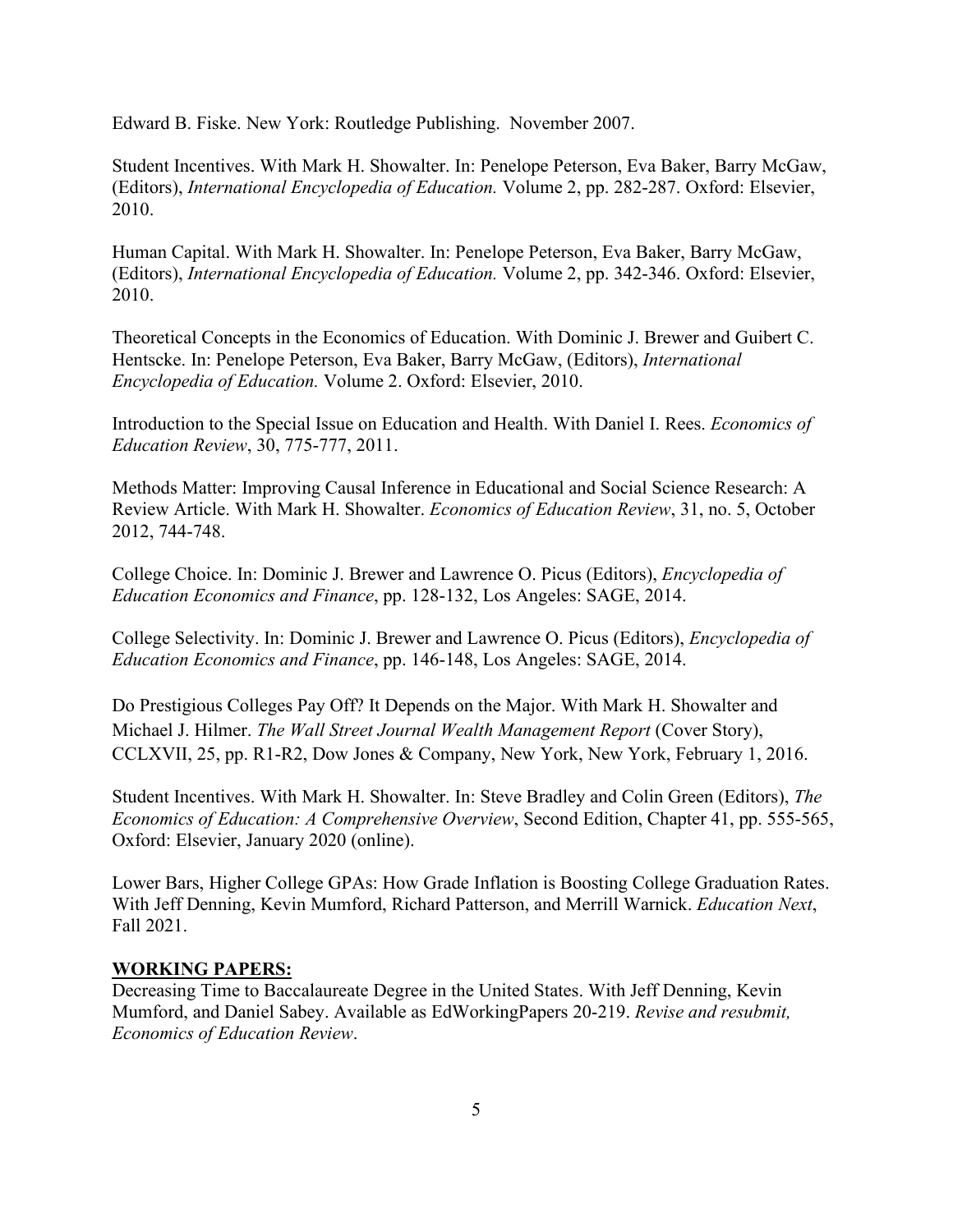Edward B. Fiske. New York: Routledge Publishing. November 2007.

Student Incentives. With Mark H. Showalter. In: Penelope Peterson, Eva Baker, Barry McGaw, (Editors), *International Encyclopedia of Education.* Volume 2, pp. 282-287. Oxford: Elsevier, 2010.

Human Capital. With Mark H. Showalter. In: Penelope Peterson, Eva Baker, Barry McGaw, (Editors), *International Encyclopedia of Education.* Volume 2, pp. 342-346. Oxford: Elsevier, 2010.

Theoretical Concepts in the Economics of Education. With Dominic J. Brewer and Guibert C. Hentscke. In: Penelope Peterson, Eva Baker, Barry McGaw, (Editors), *International Encyclopedia of Education.* Volume 2. Oxford: Elsevier, 2010.

Introduction to the Special Issue on Education and Health. With Daniel I. Rees. *Economics of Education Review*, 30, 775-777, 2011.

Methods Matter: Improving Causal Inference in Educational and Social Science Research: A Review Article. With Mark H. Showalter. *Economics of Education Review*, 31, no. 5, October 2012, 744-748.

College Choice. In: Dominic J. Brewer and Lawrence O. Picus (Editors), *Encyclopedia of Education Economics and Finance*, pp. 128-132, Los Angeles: SAGE, 2014.

College Selectivity. In: Dominic J. Brewer and Lawrence O. Picus (Editors), *Encyclopedia of Education Economics and Finance*, pp. 146-148, Los Angeles: SAGE, 2014.

Do Prestigious Colleges Pay Off? It Depends on the Major. With Mark H. Showalter and Michael J. Hilmer. *The Wall Street Journal Wealth Management Report* (Cover Story), CCLXVII, 25, pp. R1-R2, Dow Jones & Company, New York, New York, February 1, 2016.

Student Incentives. With Mark H. Showalter. In: Steve Bradley and Colin Green (Editors), *The Economics of Education: A Comprehensive Overview*, Second Edition, Chapter 41, pp. 555-565, Oxford: Elsevier, January 2020 (online).

Lower Bars, Higher College GPAs: How Grade Inflation is Boosting College Graduation Rates. With Jeff Denning, Kevin Mumford, Richard Patterson, and Merrill Warnick. *Education Next*, Fall 2021.

**WORKING PAPERS:**

Decreasing Time to Baccalaureate Degree in the United States. With Jeff Denning, Kevin Mumford, and Daniel Sabey. Available as EdWorkingPapers 20-219. *Revise and resubmit, Economics of Education Review*.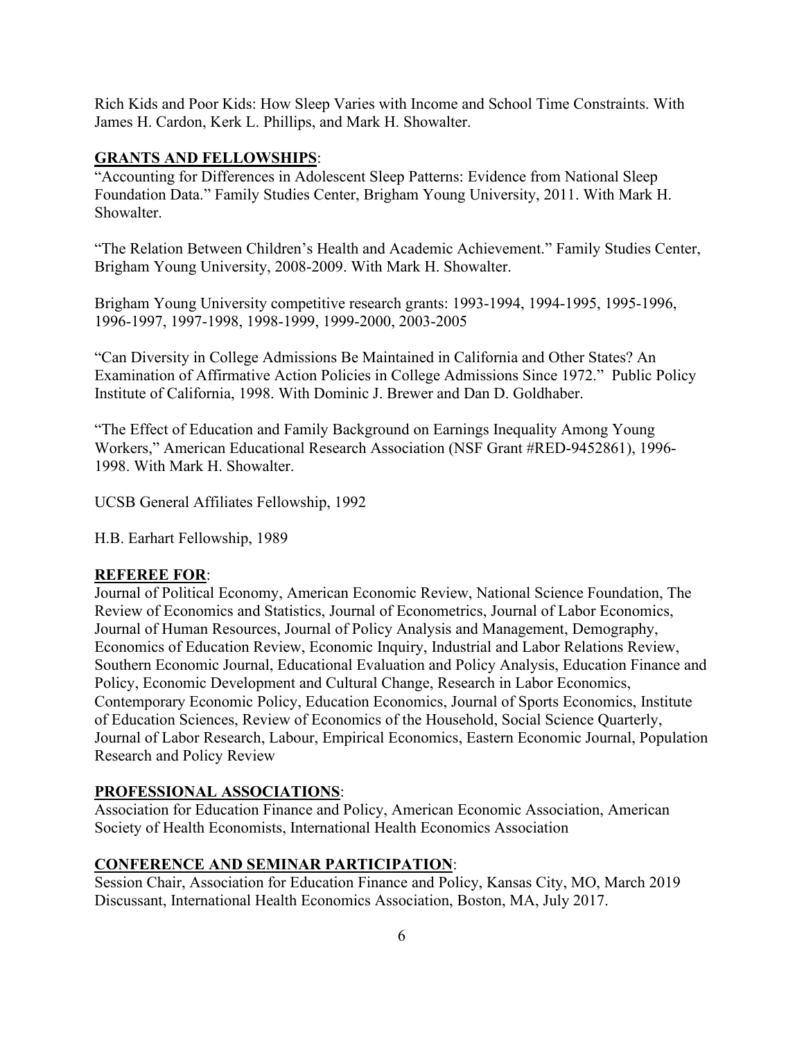Rich Kids and Poor Kids: How Sleep Varies with Income and School Time Constraints. With James H. Cardon, Kerk L. Phillips, and Mark H. Showalter.

## GRANTS AND FELLOWSHIPS:

"Accounting for Differences in Adolescent Sleep Patterns: Evidence from National Sleep Foundation Data." Family Studies Center, Brigham Young University, 2011. With Mark H. Showalter.

"The Relation Between Children's Health and Academic Achievement." Family Studies Center, Brigham Young University, 2008-2009. With Mark H. Showalter.

Brigham Young University competitive research grants: 1993-1994, 1994-1995, 1995-1996, 1996-1997, 1997-1998, 1998-1999, 1999-2000, 2003-2005

"Can Diversity in College Admissions Be Maintained in California and Other States? An Examination of Affirmative Action Policies in College Admissions Since 1972." Public Policy Institute of California, 1998. With Dominic J. Brewer and Dan D. Goldhaber.

"The Effect of Education and Family Background on Earnings Inequality Among Young Workers," American Educational Research Association (NSF Grant #RED-9452861), 1996-1998. With Mark H. Showalter.

UCSB General Affiliates Fellowship, 1992

H.B. Earhart Fellowship, 1989

## REFEREE FOR:

Journal of Political Economy, American Economic Review, National Science Foundation, The Review of Economics and Statistics, Journal of Econometrics, Journal of Labor Economics, Journal of Human Resources, Journal of Policy Analysis and Management, Demography, Economics of Education Review, Economic Inquiry, Industrial and Labor Relations Review, Southern Economic Journal, Educational Evaluation and Policy Analysis, Education Finance and Policy, Economic Development and Cultural Change, Research in Labor Economics, Contemporary Economic Policy, Education Economics, Journal of Sports Economics, Institute of Education Sciences, Review of Economics of the Household, Social Science Quarterly, Journal of Labor Research, Labour, Empirical Economics, Eastern Economic Journal, Population Research and Policy Review

## PROFESSIONAL ASSOCIATIONS:

Association for Education Finance and Policy, American Economic Association, American Society of Health Economists, International Health Economics Association

## CONFERENCE AND SEMINAR PARTICIPATION:

Session Chair, Association for Education Finance and Policy, Kansas City, MO, March 2019
Discussant, International Health Economics Association, Boston, MA, July 2017.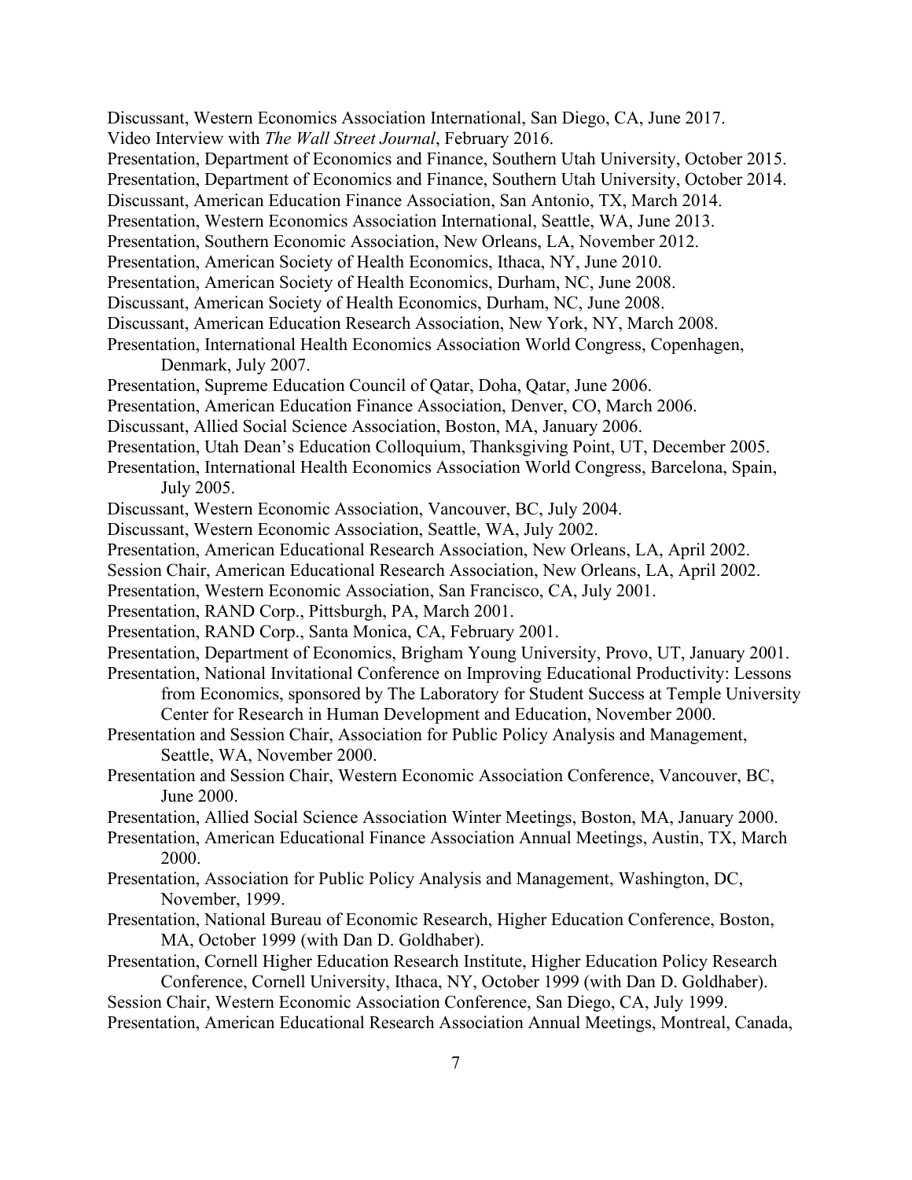Discussant, Western Economics Association International, San Diego, CA, June 2017.
Video Interview with *The Wall Street Journal*, February 2016.
Presentation, Department of Economics and Finance, Southern Utah University, October 2015.
Presentation, Department of Economics and Finance, Southern Utah University, October 2014.
Discussant, American Education Finance Association, San Antonio, TX, March 2014.
Presentation, Western Economics Association International, Seattle, WA, June 2013.
Presentation, Southern Economic Association, New Orleans, LA, November 2012.
Presentation, American Society of Health Economics, Ithaca, NY, June 2010.
Presentation, American Society of Health Economics, Durham, NC, June 2008.
Discussant, American Society of Health Economics, Durham, NC, June 2008.
Discussant, American Education Research Association, New York, NY, March 2008.
Presentation, International Health Economics Association World Congress, Copenhagen, Denmark, July 2007.
Presentation, Supreme Education Council of Qatar, Doha, Qatar, June 2006.
Presentation, American Education Finance Association, Denver, CO, March 2006.
Discussant, Allied Social Science Association, Boston, MA, January 2006.
Presentation, Utah Dean's Education Colloquium, Thanksgiving Point, UT, December 2005.
Presentation, International Health Economics Association World Congress, Barcelona, Spain, July 2005.
Discussant, Western Economic Association, Vancouver, BC, July 2004.
Discussant, Western Economic Association, Seattle, WA, July 2002.
Presentation, American Educational Research Association, New Orleans, LA, April 2002.
Session Chair, American Educational Research Association, New Orleans, LA, April 2002.
Presentation, Western Economic Association, San Francisco, CA, July 2001.
Presentation, RAND Corp., Pittsburgh, PA, March 2001.
Presentation, RAND Corp., Santa Monica, CA, February 2001.
Presentation, Department of Economics, Brigham Young University, Provo, UT, January 2001.
Presentation, National Invitational Conference on Improving Educational Productivity: Lessons from Economics, sponsored by The Laboratory for Student Success at Temple University Center for Research in Human Development and Education, November 2000.
Presentation and Session Chair, Association for Public Policy Analysis and Management, Seattle, WA, November 2000.
Presentation and Session Chair, Western Economic Association Conference, Vancouver, BC, June 2000.
Presentation, Allied Social Science Association Winter Meetings, Boston, MA, January 2000.
Presentation, American Educational Finance Association Annual Meetings, Austin, TX, March 2000.
Presentation, Association for Public Policy Analysis and Management, Washington, DC, November, 1999.
Presentation, National Bureau of Economic Research, Higher Education Conference, Boston, MA, October 1999 (with Dan D. Goldhaber).
Presentation, Cornell Higher Education Research Institute, Higher Education Policy Research Conference, Cornell University, Ithaca, NY, October 1999 (with Dan D. Goldhaber).
Session Chair, Western Economic Association Conference, San Diego, CA, July 1999.
Presentation, American Educational Research Association Annual Meetings, Montreal, Canada,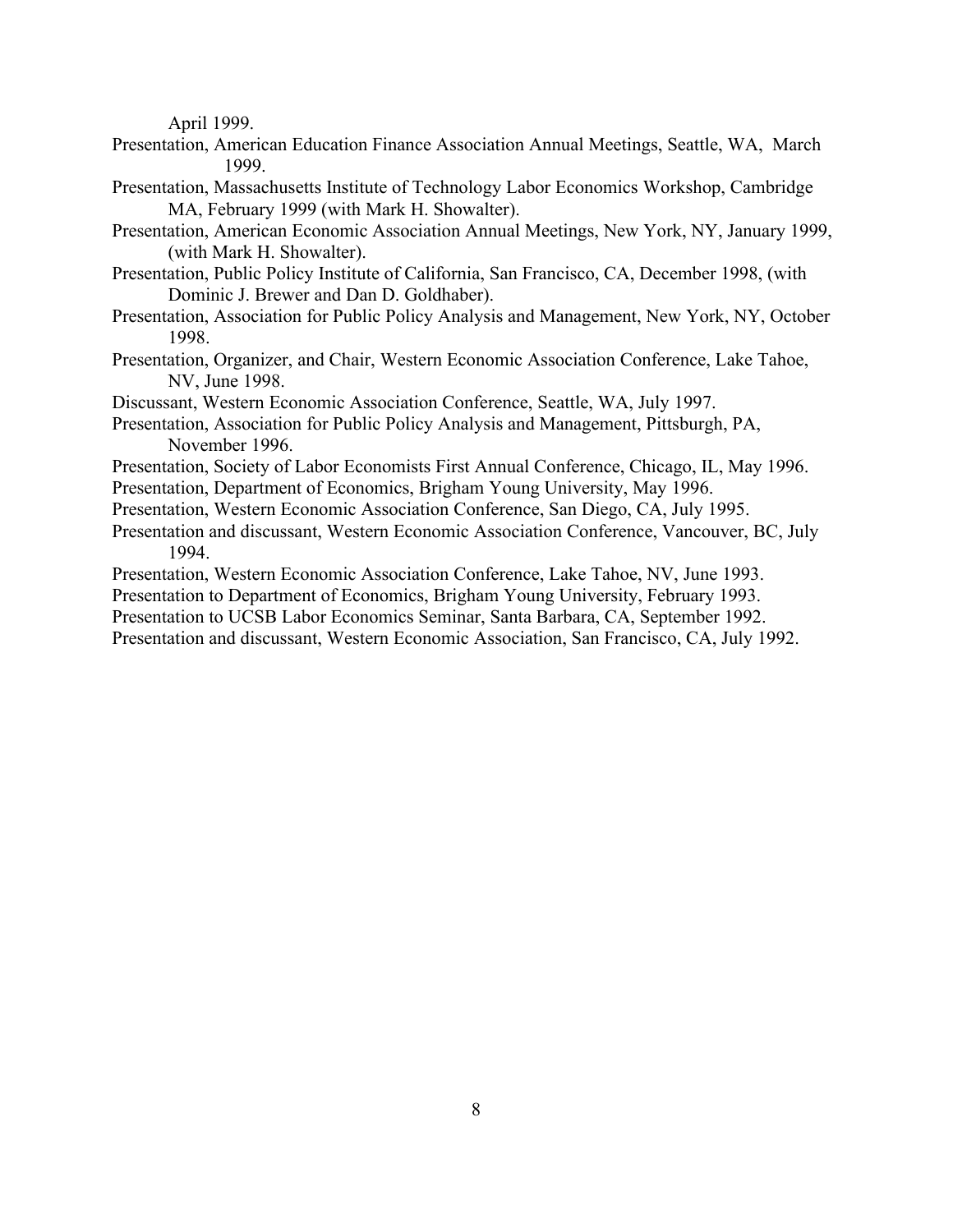April 1999.

Presentation, American Education Finance Association Annual Meetings, Seattle, WA, March 1999.

Presentation, Massachusetts Institute of Technology Labor Economics Workshop, Cambridge MA, February 1999 (with Mark H. Showalter).

Presentation, American Economic Association Annual Meetings, New York, NY, January 1999, (with Mark H. Showalter).

Presentation, Public Policy Institute of California, San Francisco, CA, December 1998, (with Dominic J. Brewer and Dan D. Goldhaber).

Presentation, Association for Public Policy Analysis and Management, New York, NY, October 1998.

Presentation, Organizer, and Chair, Western Economic Association Conference, Lake Tahoe, NV, June 1998.

Discussant, Western Economic Association Conference, Seattle, WA, July 1997.

Presentation, Association for Public Policy Analysis and Management, Pittsburgh, PA, November 1996.

Presentation, Society of Labor Economists First Annual Conference, Chicago, IL, May 1996.

Presentation, Department of Economics, Brigham Young University, May 1996.

Presentation, Western Economic Association Conference, San Diego, CA, July 1995.

Presentation and discussant, Western Economic Association Conference, Vancouver, BC, July 1994.

Presentation, Western Economic Association Conference, Lake Tahoe, NV, June 1993.

Presentation to Department of Economics, Brigham Young University, February 1993.

Presentation to UCSB Labor Economics Seminar, Santa Barbara, CA, September 1992.

Presentation and discussant, Western Economic Association, San Francisco, CA, July 1992.